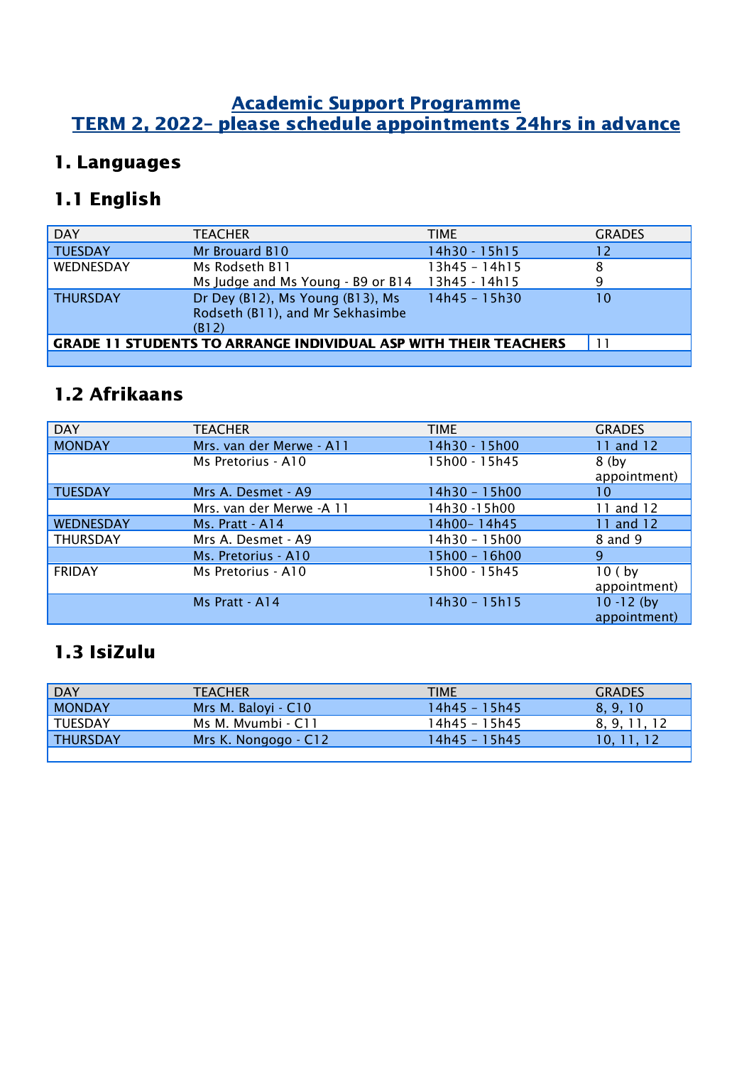# Academic Support Programme
# TERM 2, 2022– please schedule appointments 24hrs in advance

## 1. Languages

### 1.1 English

| DAY | TEACHER | TIME | GRADES |
|---|---|---|---|
| TUESDAY | Mr Brouard B10 | 14h30 - 15h15 | 12 |
| WEDNESDAY | Ms Rodseth B11 | 13h45 – 14h15 | 8 |
| | Ms Judge and Ms Young - B9 or B14 | 13h45 - 14h15 | 9 |
| THURSDAY | Dr Dey (B12), Ms Young (B13), Ms Rodseth (B11), and Mr Sekhasimbe (B12) | 14h45 – 15h30 | 10 |
| **GRADE 11 STUDENTS TO ARRANGE INDIVIDUAL ASP WITH THEIR TEACHERS** | | | 11 |

### 1.2 Afrikaans

| DAY | TEACHER | TIME | GRADES |
|---|---|---|---|
| MONDAY | Mrs. van der Merwe - A11 | 14h30 - 15h00 | 11 and 12 |
| | Ms Pretorius - A10 | 15h00 - 15h45 | 8 (by appointment) |
| TUESDAY | Mrs A. Desmet - A9 | 14h30 – 15h00 | 10 |
| | Mrs. van der Merwe -A 11 | 14h30 -15h00 | 11 and 12 |
| WEDNESDAY | Ms. Pratt - A14 | 14h00– 14h45 | 11 and 12 |
| THURSDAY | Mrs A. Desmet - A9 | 14h30 – 15h00 | 8 and 9 |
| | Ms. Pretorius - A10 | 15h00 – 16h00 | 9 |
| FRIDAY | Ms Pretorius - A10 | 15h00 - 15h45 | 10 ( by appointment) |
| | Ms Pratt - A14 | 14h30 – 15h15 | 10 -12 (by appointment) |

### 1.3 IsiZulu

| DAY | TEACHER | TIME | GRADES |
|---|---|---|---|
| MONDAY | Mrs M. Baloyi - C10 | 14h45 – 15h45 | 8, 9, 10 |
| TUESDAY | Ms M. Mvumbi - C11 | 14h45 – 15h45 | 8, 9, 11, 12 |
| THURSDAY | Mrs K. Nongogo - C12 | 14h45 – 15h45 | 10, 11, 12 |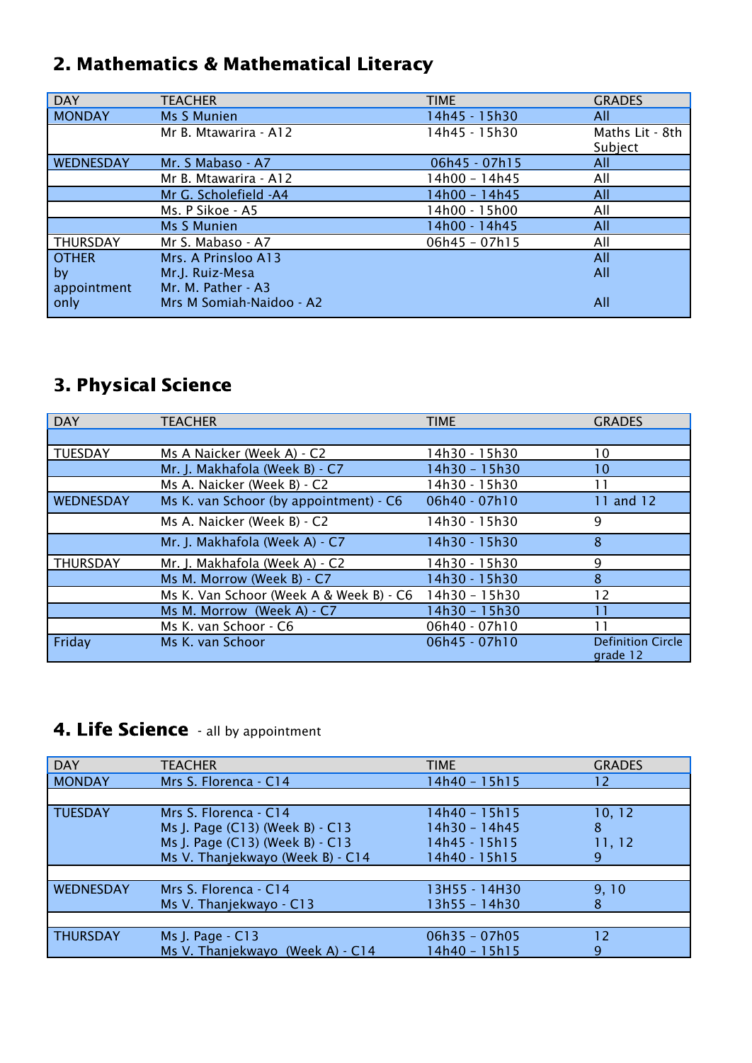## 2. Mathematics & Mathematical Literacy

| DAY | TEACHER | TIME | GRADES |
|---|---|---|---|
| MONDAY | Ms S Munien | 14h45 - 15h30 | All |
| | Mr B. Mtawarira - A12 | 14h45 - 15h30 | Maths Lit - 8th Subject |
| WEDNESDAY | Mr. S Mabaso - A7 | 06h45 - 07h15 | All |
| | Mr B. Mtawarira - A12 | 14h00 – 14h45 | All |
| | Mr G. Scholefield -A4 | 14h00 – 14h45 | All |
| | Ms. P Sikoe - A5 | 14h00 - 15h00 | All |
| | Ms S Munien | 14h00 - 14h45 | All |
| THURSDAY | Mr S. Mabaso - A7 | 06h45 – 07h15 | All |
| OTHER by appointment only | Mrs. A Prinsloo A13 | | All |
| | Mr.J. Ruiz-Mesa | | All |
| | Mr. M. Pather - A3 | | |
| | Mrs M Somiah-Naidoo - A2 | | All |

## 3. Physical Science

| DAY | TEACHER | TIME | GRADES |
|---|---|---|---|
| | | | |
| TUESDAY | Ms A Naicker (Week A) - C2 | 14h30 - 15h30 | 10 |
| | Mr. J. Makhafola (Week B) - C7 | 14h30 – 15h30 | 10 |
| | Ms A. Naicker (Week B) - C2 | 14h30 - 15h30 | 11 |
| WEDNESDAY | Ms K. van Schoor (by appointment) - C6 | 06h40 - 07h10 | 11 and 12 |
| | Ms A. Naicker (Week B) - C2 | 14h30 - 15h30 | 9 |
| | Mr. J. Makhafola (Week A) - C7 | 14h30 - 15h30 | 8 |
| THURSDAY | Mr. J. Makhafola (Week A) - C2 | 14h30 - 15h30 | 9 |
| | Ms M. Morrow (Week B) - C7 | 14h30 - 15h30 | 8 |
| | Ms K. Van Schoor (Week A & Week B) - C6 | 14h30 – 15h30 | 12 |
| | Ms M. Morrow (Week A) - C7 | 14h30 – 15h30 | 11 |
| | Ms K. van Schoor - C6 | 06h40 - 07h10 | 11 |
| Friday | Ms K. van Schoor | 06h45 - 07h10 | Definition Circle grade 12 |

## 4. Life Science - all by appointment

| DAY | TEACHER | TIME | GRADES |
|---|---|---|---|
| MONDAY | Mrs S. Florenca - C14 | 14h40 – 15h15 | 12 |
| | | | |
| TUESDAY | Mrs S. Florenca - C14 | 14h40 – 15h15 | 10, 12 |
| | Ms J. Page (C13) (Week B) - C13 | 14h30 – 14h45 | 8 |
| | Ms J. Page (C13) (Week B) - C13 | 14h45 - 15h15 | 11, 12 |
| | Ms V. Thanjekwayo (Week B) - C14 | 14h40 - 15h15 | 9 |
| | | | |
| WEDNESDAY | Mrs S. Florenca - C14 | 13H55 - 14H30 | 9, 10 |
| | Ms V. Thanjekwayo - C13 | 13h55 - 14h30 | 8 |
| | | | |
| THURSDAY | Ms J. Page - C13 | 06h35 – 07h05 | 12 |
| | Ms V. Thanjekwayo (Week A) - C14 | 14h40 – 15h15 | 9 |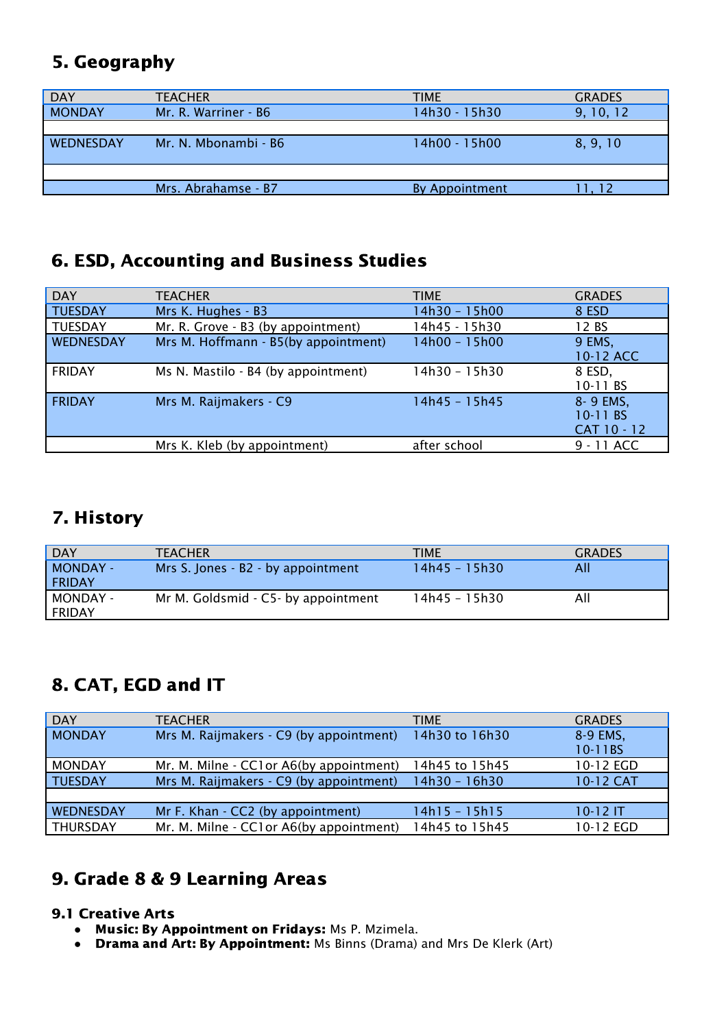## 5. Geography

| DAY | TEACHER | TIME | GRADES |
|---|---|---|---|
| MONDAY | Mr. R. Warriner - B6 | 14h30 - 15h30 | 9, 10, 12 |
| | | | |
| WEDNESDAY | Mr. N. Mbonambi - B6 | 14h00 - 15h00 | 8, 9, 10 |
| | | | |
| | Mrs. Abrahamse - B7 | By Appointment | 11, 12 |

## 6. ESD, Accounting and Business Studies

| DAY | TEACHER | TIME | GRADES |
|---|---|---|---|
| TUESDAY | Mrs K. Hughes - B3 | 14h30 – 15h00 | 8 ESD |
| TUESDAY | Mr. R. Grove - B3 (by appointment) | 14h45 - 15h30 | 12 BS |
| WEDNESDAY | Mrs M. Hoffmann - B5(by appointment) | 14h00 – 15h00 | 9 EMS, 10-12 ACC |
| FRIDAY | Ms N. Mastilo - B4 (by appointment) | 14h30 – 15h30 | 8 ESD, 10-11 BS |
| FRIDAY | Mrs M. Raijmakers - C9 | 14h45 – 15h45 | 8- 9 EMS, 10-11 BS CAT 10 - 12 |
| | Mrs K. Kleb (by appointment) | after school | 9 - 11 ACC |

## 7. History

| DAY | TEACHER | TIME | GRADES |
|---|---|---|---|
| MONDAY - FRIDAY | Mrs S. Jones - B2 - by appointment | 14h45 – 15h30 | All |
| MONDAY - FRIDAY | Mr M. Goldsmid - C5- by appointment | 14h45 – 15h30 | All |

## 8. CAT, EGD and IT

| DAY | TEACHER | TIME | GRADES |
|---|---|---|---|
| MONDAY | Mrs M. Raijmakers - C9 (by appointment) | 14h30 to 16h30 | 8-9 EMS, 10-11BS |
| MONDAY | Mr. M. Milne - CC1or A6(by appointment) | 14h45 to 15h45 | 10-12 EGD |
| TUESDAY | Mrs M. Raijmakers - C9 (by appointment) | 14h30 – 16h30 | 10-12 CAT |
| | | | |
| WEDNESDAY | Mr F. Khan - CC2 (by appointment) | 14h15 – 15h15 | 10-12 IT |
| THURSDAY | Mr. M. Milne - CC1or A6(by appointment) | 14h45 to 15h45 | 10-12 EGD |

## 9. Grade 8 & 9 Learning Areas

### 9.1 Creative Arts

- **Music: By Appointment on Fridays:** Ms P. Mzimela.
- **Drama and Art: By Appointment:** Ms Binns (Drama) and Mrs De Klerk (Art)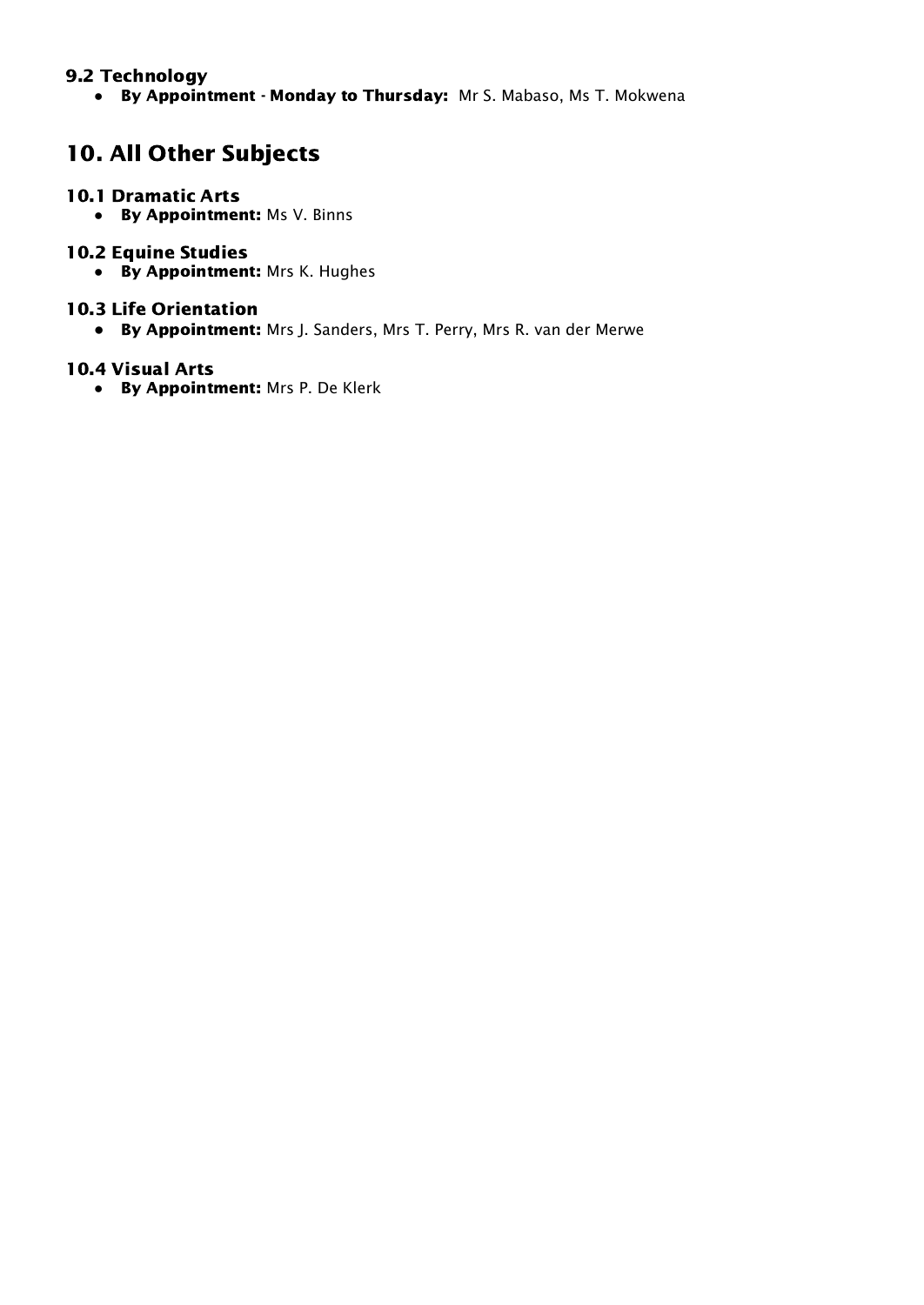### 9.2 Technology

- **By Appointment - Monday to Thursday:** Mr S. Mabaso, Ms T. Mokwena

## 10. All Other Subjects

### 10.1 Dramatic Arts

- **By Appointment:** Ms V. Binns

### 10.2 Equine Studies

- **By Appointment:** Mrs K. Hughes

### 10.3 Life Orientation

- **By Appointment:** Mrs J. Sanders, Mrs T. Perry, Mrs R. van der Merwe

### 10.4 Visual Arts

- **By Appointment:** Mrs P. De Klerk